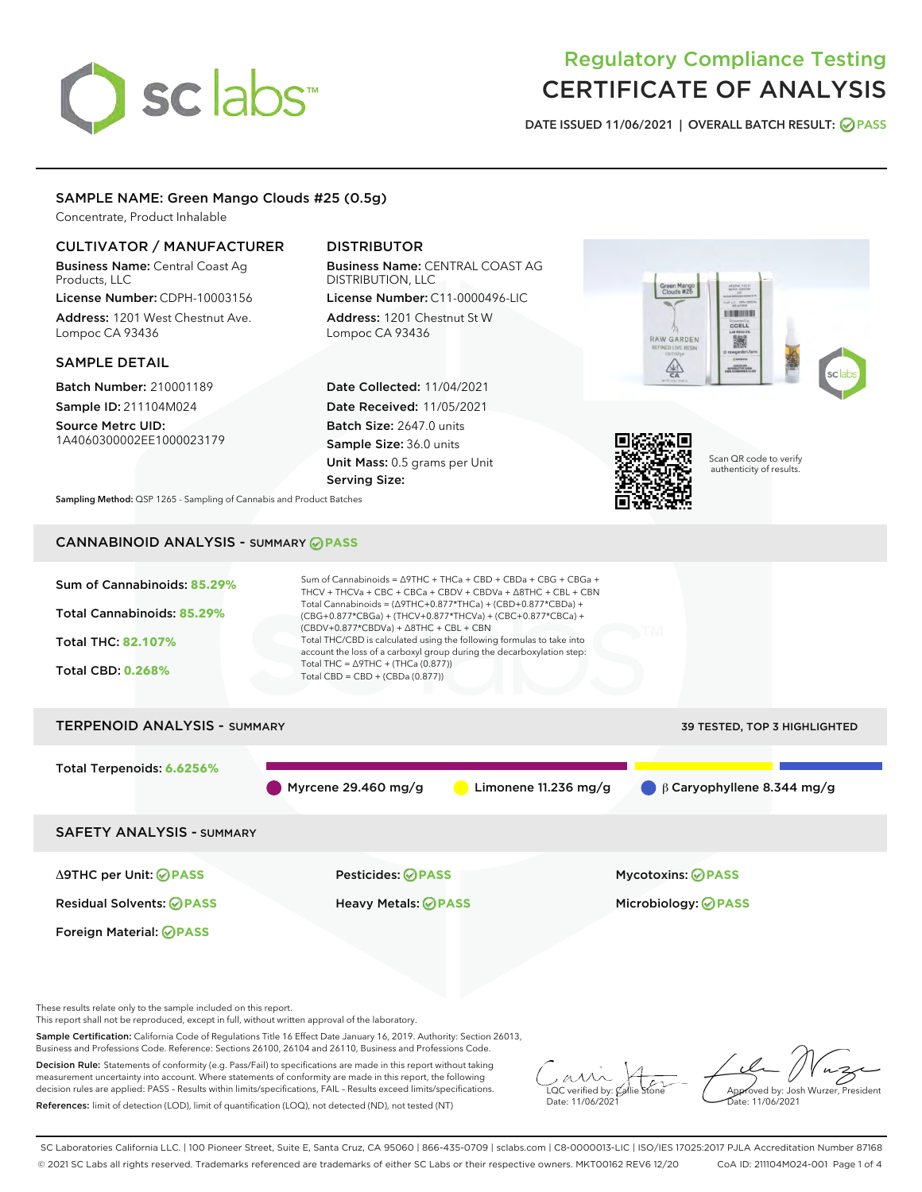# Regulatory Compliance Testing
# CERTIFICATE OF ANALYSIS

DATE ISSUED 11/06/2021 | OVERALL BATCH RESULT: PASS

## SAMPLE NAME: Green Mango Clouds #25 (0.5g)

Concentrate, Product Inhalable

### CULTIVATOR / MANUFACTURER

**Business Name:** Central Coast Ag Products, LLC
**License Number:** CDPH-10003156
**Address:** 1201 West Chestnut Ave. Lompoc CA 93436

### DISTRIBUTOR

**Business Name:** CENTRAL COAST AG DISTRIBUTION, LLC
**License Number:** C11-0000496-LIC
**Address:** 1201 Chestnut St W Lompoc CA 93436

### SAMPLE DETAIL

**Batch Number:** 210001189
**Sample ID:** 211104M024
**Source Metrc UID:** 1A4060300002EE1000023179

**Date Collected:** 11/04/2021
**Date Received:** 11/05/2021
**Batch Size:** 2647.0 units
**Sample Size:** 36.0 units
**Unit Mass:** 0.5 grams per Unit
**Serving Size:**

Scan QR code to verify authenticity of results.

**Sampling Method:** QSP 1265 - Sampling of Cannabis and Product Batches

## CANNABINOID ANALYSIS - SUMMARY PASS

**Sum of Cannabinoids:** 85.29%
**Total Cannabinoids:** 85.29%
**Total THC:** 82.107%
**Total CBD:** 0.268%

Sum of Cannabinoids = Δ9THC + THCa + CBD + CBDa + CBG + CBGa + THCV + THCVa + CBC + CBCa + CBDV + CBDVa + Δ8THC + CBL + CBN
Total Cannabinoids = (Δ9THC+0.877*THCa) + (CBD+0.877*CBDa) + (CBG+0.877*CBGa) + (THCV+0.877*THCVa) + (CBC+0.877*CBCa) + (CBDV+0.877*CBDVa) + Δ8THC + CBL + CBN
Total THC/CBD is calculated using the following formulas to take into account the loss of a carboxyl group during the decarboxylation step:
Total THC = Δ9THC + (THCa (0.877))
Total CBD = CBD + (CBDa (0.877))

## TERPENOID ANALYSIS - SUMMARY

39 TESTED, TOP 3 HIGHLIGHTED

**Total Terpenoids:** 6.6256%

Myrcene 29.460 mg/g
Limonene 11.236 mg/g
β Caryophyllene 8.344 mg/g

## SAFETY ANALYSIS - SUMMARY

| | | |
|---|---|---|
| Δ9THC per Unit: PASS | Pesticides: PASS | Mycotoxins: PASS |
| Residual Solvents: PASS | Heavy Metals: PASS | Microbiology: PASS |
| Foreign Material: PASS | | |

These results relate only to the sample included on this report.
This report shall not be reproduced, except in full, without written approval of the laboratory.

**Sample Certification:** California Code of Regulations Title 16 Effect Date January 16, 2019. Authority: Section 26013, Business and Professions Code. Reference: Sections 26100, 26104 and 26110, Business and Professions Code.

**Decision Rule:** Statements of conformity (e.g. Pass/Fail) to specifications are made in this report without taking measurement uncertainty into account. Where statements of conformity are made in this report, the following decision rules are applied: PASS - Results within limits/specifications, FAIL - Results exceed limits/specifications.

**References:** limit of detection (LOD), limit of quantification (LOQ), not detected (ND), not tested (NT)

LQC verified by: Callie Stone
Date: 11/06/2021

Approved by: Josh Wurzer, President
Date: 11/06/2021

SC Laboratories California LLC. | 100 Pioneer Street, Suite E, Santa Cruz, CA 95060 | 866-435-0709 | sclabs.com | C8-0000013-LIC | ISO/IES 17025:2017 PJLA Accreditation Number 87168
© 2021 SC Labs all rights reserved. Trademarks referenced are trademarks of either SC Labs or their respective owners. MKT00162 REV6 12/20 CoA ID: 211104M024-001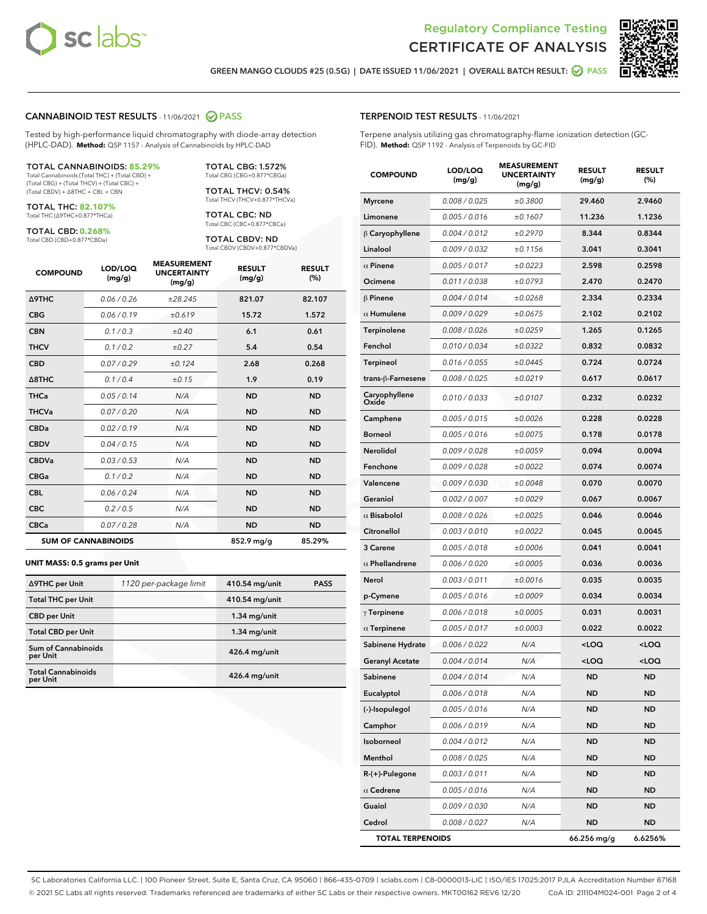Regulatory Compliance Testing
# CERTIFICATE OF ANALYSIS

GREEN MANGO CLOUDS #25 (0.5G) | DATE ISSUED 11/06/2021 | OVERALL BATCH RESULT: PASS

## CANNABINOID TEST RESULTS - 11/06/2021 PASS

Tested by high-performance liquid chromatography with diode-array detection (HPLC-DAD). **Method:** QSP 1157 - Analysis of Cannabinoids by HPLC-DAD

**TOTAL CANNABINOIDS: 85.29%**
Total Cannabinoids (Total THC) + (Total CBD) + (Total CBG) + (Total THCV) + (Total CBC) + (Total CBDV) + Δ8THC + CBL + CBN

**TOTAL THC: 82.107%**
Total THC (Δ9THC+0.877*THCa)

**TOTAL CBD: 0.268%**
Total CBD (CBD+0.877*CBDa)

**TOTAL CBG: 1.572%**
Total CBG (CBG+0.877*CBGa)

**TOTAL THCV: 0.54%**
Total THCV (THCV+0.877*THCVa)

**TOTAL CBC: ND**
Total CBC (CBC+0.877*CBCa)

**TOTAL CBDV: ND**
Total CBDV (CBDV+0.877*CBDVa)

| COMPOUND | LOD/LOQ (mg/g) | MEASUREMENT UNCERTAINTY (mg/g) | RESULT (mg/g) | RESULT (%) |
|---|---|---|---|---|
| Δ9THC | 0.06 / 0.26 | ±28.245 | 821.07 | 82.107 |
| CBG | 0.06 / 0.19 | ±0.619 | 15.72 | 1.572 |
| CBN | 0.1 / 0.3 | ±0.40 | 6.1 | 0.61 |
| THCV | 0.1 / 0.2 | ±0.27 | 5.4 | 0.54 |
| CBD | 0.07 / 0.29 | ±0.124 | 2.68 | 0.268 |
| Δ8THC | 0.1 / 0.4 | ±0.15 | 1.9 | 0.19 |
| THCa | 0.05 / 0.14 | N/A | ND | ND |
| THCVa | 0.07 / 0.20 | N/A | ND | ND |
| CBDa | 0.02 / 0.19 | N/A | ND | ND |
| CBDV | 0.04 / 0.15 | N/A | ND | ND |
| CBDVa | 0.03 / 0.53 | N/A | ND | ND |
| CBGa | 0.1 / 0.2 | N/A | ND | ND |
| CBL | 0.06 / 0.24 | N/A | ND | ND |
| CBC | 0.2 / 0.5 | N/A | ND | ND |
| CBCa | 0.07 / 0.28 | N/A | ND | ND |
| **SUM OF CANNABINOIDS** | | | 852.9 mg/g | 85.29% |

**UNIT MASS: 0.5 grams per Unit**

| | | | |
|---|---|---|---|
| Δ9THC per Unit | 1120 per-package limit | 410.54 mg/unit | PASS |
| Total THC per Unit | | 410.54 mg/unit | |
| CBD per Unit | | 1.34 mg/unit | |
| Total CBD per Unit | | 1.34 mg/unit | |
| Sum of Cannabinoids per Unit | | 426.4 mg/unit | |
| Total Cannabinoids per Unit | | 426.4 mg/unit | |

## TERPENOID TEST RESULTS - 11/06/2021

Terpene analysis utilizing gas chromatography-flame ionization detection (GC-FID). **Method:** QSP 1192 - Analysis of Terpenoids by GC-FID

| COMPOUND | LOD/LOQ (mg/g) | MEASUREMENT UNCERTAINTY (mg/g) | RESULT (mg/g) | RESULT (%) |
|---|---|---|---|---|
| Myrcene | 0.008 / 0.025 | ±0.3800 | 29.460 | 2.9460 |
| Limonene | 0.005 / 0.016 | ±0.1607 | 11.236 | 1.1236 |
| β Caryophyllene | 0.004 / 0.012 | ±0.2970 | 8.344 | 0.8344 |
| Linalool | 0.009 / 0.032 | ±0.1156 | 3.041 | 0.3041 |
| α Pinene | 0.005 / 0.017 | ±0.0223 | 2.598 | 0.2598 |
| Ocimene | 0.011 / 0.038 | ±0.0793 | 2.470 | 0.2470 |
| β Pinene | 0.004 / 0.014 | ±0.0268 | 2.334 | 0.2334 |
| α Humulene | 0.009 / 0.029 | ±0.0675 | 2.102 | 0.2102 |
| Terpinolene | 0.008 / 0.026 | ±0.0259 | 1.265 | 0.1265 |
| Fenchol | 0.010 / 0.034 | ±0.0322 | 0.832 | 0.0832 |
| Terpineol | 0.016 / 0.055 | ±0.0445 | 0.724 | 0.0724 |
| trans-β-Farnesene | 0.008 / 0.025 | ±0.0219 | 0.617 | 0.0617 |
| Caryophyllene Oxide | 0.010 / 0.033 | ±0.0107 | 0.232 | 0.0232 |
| Camphene | 0.005 / 0.015 | ±0.0026 | 0.228 | 0.0228 |
| Borneol | 0.005 / 0.016 | ±0.0075 | 0.178 | 0.0178 |
| Nerolidol | 0.009 / 0.028 | ±0.0059 | 0.094 | 0.0094 |
| Fenchone | 0.009 / 0.028 | ±0.0022 | 0.074 | 0.0074 |
| Valencene | 0.009 / 0.030 | ±0.0048 | 0.070 | 0.0070 |
| Geraniol | 0.002 / 0.007 | ±0.0029 | 0.067 | 0.0067 |
| α Bisabolol | 0.008 / 0.026 | ±0.0025 | 0.046 | 0.0046 |
| Citronellol | 0.003 / 0.010 | ±0.0022 | 0.045 | 0.0045 |
| 3 Carene | 0.005 / 0.018 | ±0.0006 | 0.041 | 0.0041 |
| α Phellandrene | 0.006 / 0.020 | ±0.0005 | 0.036 | 0.0036 |
| Nerol | 0.003 / 0.011 | ±0.0016 | 0.035 | 0.0035 |
| p-Cymene | 0.005 / 0.016 | ±0.0009 | 0.034 | 0.0034 |
| γ Terpinene | 0.006 / 0.018 | ±0.0005 | 0.031 | 0.0031 |
| α Terpinene | 0.005 / 0.017 | ±0.0003 | 0.022 | 0.0022 |
| Sabinene Hydrate | 0.006 / 0.022 | N/A | <LOQ | <LOQ |
| Geranyl Acetate | 0.004 / 0.014 | N/A | <LOQ | <LOQ |
| Sabinene | 0.004 / 0.014 | N/A | ND | ND |
| Eucalyptol | 0.006 / 0.018 | N/A | ND | ND |
| (-)-Isopulegol | 0.005 / 0.016 | N/A | ND | ND |
| Camphor | 0.006 / 0.019 | N/A | ND | ND |
| Isoborneol | 0.004 / 0.012 | N/A | ND | ND |
| Menthol | 0.008 / 0.025 | N/A | ND | ND |
| R-(+)-Pulegone | 0.003 / 0.011 | N/A | ND | ND |
| α Cedrene | 0.005 / 0.016 | N/A | ND | ND |
| Guaiol | 0.009 / 0.030 | N/A | ND | ND |
| Cedrol | 0.008 / 0.027 | N/A | ND | ND |
| **TOTAL TERPENOIDS** | | | 66.256 mg/g | 6.6256% |

SC Laboratories California LLC. | 100 Pioneer Street, Suite E, Santa Cruz, CA 95060 | 866-435-0709 | sclabs.com | C8-0000013-LIC | ISO/IES 17025:2017 PJLA Accreditation Number 87168
© 2021 SC Labs all rights reserved. Trademarks referenced are trademarks of either SC Labs or their respective owners. MKT00162 REV6 12/20 CoA ID: 211104M024-001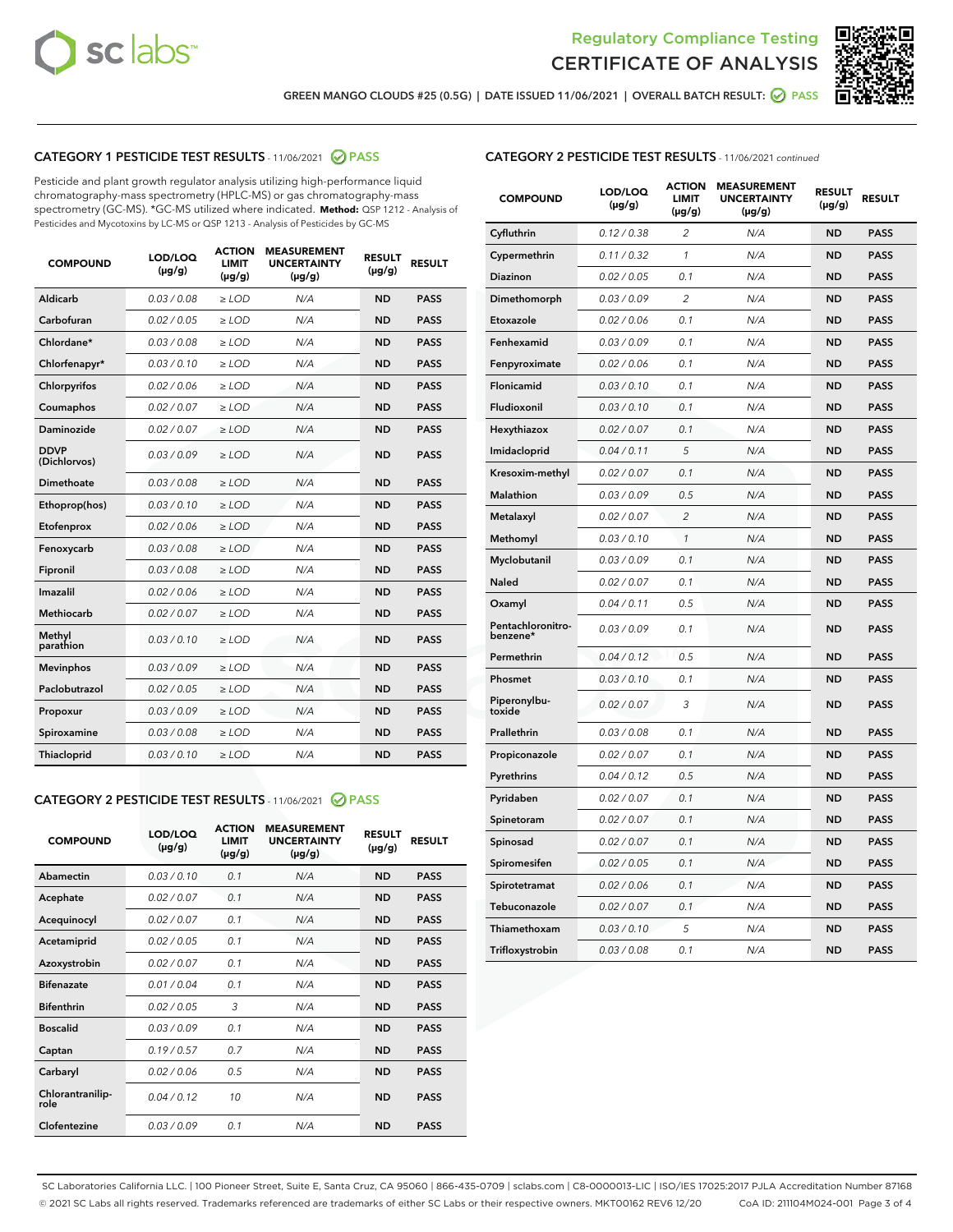# Regulatory Compliance Testing
# CERTIFICATE OF ANALYSIS

GREEN MANGO CLOUDS #25 (0.5G) | DATE ISSUED 11/06/2021 | OVERALL BATCH RESULT: PASS

## CATEGORY 1 PESTICIDE TEST RESULTS - 11/06/2021 PASS

Pesticide and plant growth regulator analysis utilizing high-performance liquid chromatography-mass spectrometry (HPLC-MS) or gas chromatography-mass spectrometry (GC-MS). *GC-MS utilized where indicated. **Method:** QSP 1212 - Analysis of Pesticides and Mycotoxins by LC-MS or QSP 1213 - Analysis of Pesticides by GC-MS

| COMPOUND | LOD/LOQ (µg/g) | ACTION LIMIT (µg/g) | MEASUREMENT UNCERTAINTY (µg/g) | RESULT (µg/g) | RESULT |
|---|---|---|---|---|---|
| Aldicarb | 0.03 / 0.08 | ≥ LOD | N/A | ND | PASS |
| Carbofuran | 0.02 / 0.05 | ≥ LOD | N/A | ND | PASS |
| Chlordane* | 0.03 / 0.08 | ≥ LOD | N/A | ND | PASS |
| Chlorfenapyr* | 0.03 / 0.10 | ≥ LOD | N/A | ND | PASS |
| Chlorpyrifos | 0.02 / 0.06 | ≥ LOD | N/A | ND | PASS |
| Coumaphos | 0.02 / 0.07 | ≥ LOD | N/A | ND | PASS |
| Daminozide | 0.02 / 0.07 | ≥ LOD | N/A | ND | PASS |
| DDVP (Dichlorvos) | 0.03 / 0.09 | ≥ LOD | N/A | ND | PASS |
| Dimethoate | 0.03 / 0.08 | ≥ LOD | N/A | ND | PASS |
| Ethoprop(hos) | 0.03 / 0.10 | ≥ LOD | N/A | ND | PASS |
| Etofenprox | 0.02 / 0.06 | ≥ LOD | N/A | ND | PASS |
| Fenoxycarb | 0.03 / 0.08 | ≥ LOD | N/A | ND | PASS |
| Fipronil | 0.03 / 0.08 | ≥ LOD | N/A | ND | PASS |
| Imazalil | 0.02 / 0.06 | ≥ LOD | N/A | ND | PASS |
| Methiocarb | 0.02 / 0.07 | ≥ LOD | N/A | ND | PASS |
| Methyl parathion | 0.03 / 0.10 | ≥ LOD | N/A | ND | PASS |
| Mevinphos | 0.03 / 0.09 | ≥ LOD | N/A | ND | PASS |
| Paclobutrazol | 0.02 / 0.05 | ≥ LOD | N/A | ND | PASS |
| Propoxur | 0.03 / 0.09 | ≥ LOD | N/A | ND | PASS |
| Spiroxamine | 0.03 / 0.08 | ≥ LOD | N/A | ND | PASS |
| Thiacloprid | 0.03 / 0.10 | ≥ LOD | N/A | ND | PASS |

## CATEGORY 2 PESTICIDE TEST RESULTS - 11/06/2021 PASS

| COMPOUND | LOD/LOQ (µg/g) | ACTION LIMIT (µg/g) | MEASUREMENT UNCERTAINTY (µg/g) | RESULT (µg/g) | RESULT |
|---|---|---|---|---|---|
| Abamectin | 0.03 / 0.10 | 0.1 | N/A | ND | PASS |
| Acephate | 0.02 / 0.07 | 0.1 | N/A | ND | PASS |
| Acequinocyl | 0.02 / 0.07 | 0.1 | N/A | ND | PASS |
| Acetamiprid | 0.02 / 0.05 | 0.1 | N/A | ND | PASS |
| Azoxystrobin | 0.02 / 0.07 | 0.1 | N/A | ND | PASS |
| Bifenazate | 0.01 / 0.04 | 0.1 | N/A | ND | PASS |
| Bifenthrin | 0.02 / 0.05 | 3 | N/A | ND | PASS |
| Boscalid | 0.03 / 0.09 | 0.1 | N/A | ND | PASS |
| Captan | 0.19 / 0.57 | 0.7 | N/A | ND | PASS |
| Carbaryl | 0.02 / 0.06 | 0.5 | N/A | ND | PASS |
| Chlorantraniliprole | 0.04 / 0.12 | 10 | N/A | ND | PASS |
| Clofentezine | 0.03 / 0.09 | 0.1 | N/A | ND | PASS |
| Cyfluthrin | 0.12 / 0.38 | 2 | N/A | ND | PASS |
| Cypermethrin | 0.11 / 0.32 | 1 | N/A | ND | PASS |
| Diazinon | 0.02 / 0.05 | 0.1 | N/A | ND | PASS |
| Dimethomorph | 0.03 / 0.09 | 2 | N/A | ND | PASS |
| Etoxazole | 0.02 / 0.06 | 0.1 | N/A | ND | PASS |
| Fenhexamid | 0.03 / 0.09 | 0.1 | N/A | ND | PASS |
| Fenpyroximate | 0.02 / 0.06 | 0.1 | N/A | ND | PASS |
| Flonicamid | 0.03 / 0.10 | 0.1 | N/A | ND | PASS |
| Fludioxonil | 0.03 / 0.10 | 0.1 | N/A | ND | PASS |
| Hexythiazox | 0.02 / 0.07 | 0.1 | N/A | ND | PASS |
| Imidacloprid | 0.04 / 0.11 | 5 | N/A | ND | PASS |
| Kresoxim-methyl | 0.02 / 0.07 | 0.1 | N/A | ND | PASS |
| Malathion | 0.03 / 0.09 | 0.5 | N/A | ND | PASS |
| Metalaxyl | 0.02 / 0.07 | 2 | N/A | ND | PASS |
| Methomyl | 0.03 / 0.10 | 1 | N/A | ND | PASS |
| Myclobutanil | 0.03 / 0.09 | 0.1 | N/A | ND | PASS |
| Naled | 0.02 / 0.07 | 0.1 | N/A | ND | PASS |
| Oxamyl | 0.04 / 0.11 | 0.5 | N/A | ND | PASS |
| Pentachloronitrobenzene* | 0.03 / 0.09 | 0.1 | N/A | ND | PASS |
| Permethrin | 0.04 / 0.12 | 0.5 | N/A | ND | PASS |
| Phosmet | 0.03 / 0.10 | 0.1 | N/A | ND | PASS |
| Piperonylbutoxide | 0.02 / 0.07 | 3 | N/A | ND | PASS |
| Prallethrin | 0.03 / 0.08 | 0.1 | N/A | ND | PASS |
| Propiconazole | 0.02 / 0.07 | 0.1 | N/A | ND | PASS |
| Pyrethrins | 0.04 / 0.12 | 0.5 | N/A | ND | PASS |
| Pyridaben | 0.02 / 0.07 | 0.1 | N/A | ND | PASS |
| Spinetoram | 0.02 / 0.07 | 0.1 | N/A | ND | PASS |
| Spinosad | 0.02 / 0.07 | 0.1 | N/A | ND | PASS |
| Spiromesifen | 0.02 / 0.05 | 0.1 | N/A | ND | PASS |
| Spirotetramat | 0.02 / 0.06 | 0.1 | N/A | ND | PASS |
| Tebuconazole | 0.02 / 0.07 | 0.1 | N/A | ND | PASS |
| Thiamethoxam | 0.03 / 0.10 | 5 | N/A | ND | PASS |
| Trifloxystrobin | 0.03 / 0.08 | 0.1 | N/A | ND | PASS |

SC Laboratories California LLC. | 100 Pioneer Street, Suite E, Santa Cruz, CA 95060 | 866-435-0709 | sclabs.com | C8-0000013-LIC | ISO/IES 17025:2017 PJLA Accreditation Number 87168
© 2021 SC Labs all rights reserved. Trademarks referenced are trademarks of either SC Labs or their respective owners. MKT00162 REV6 12/20 CoA ID: 211104M024-001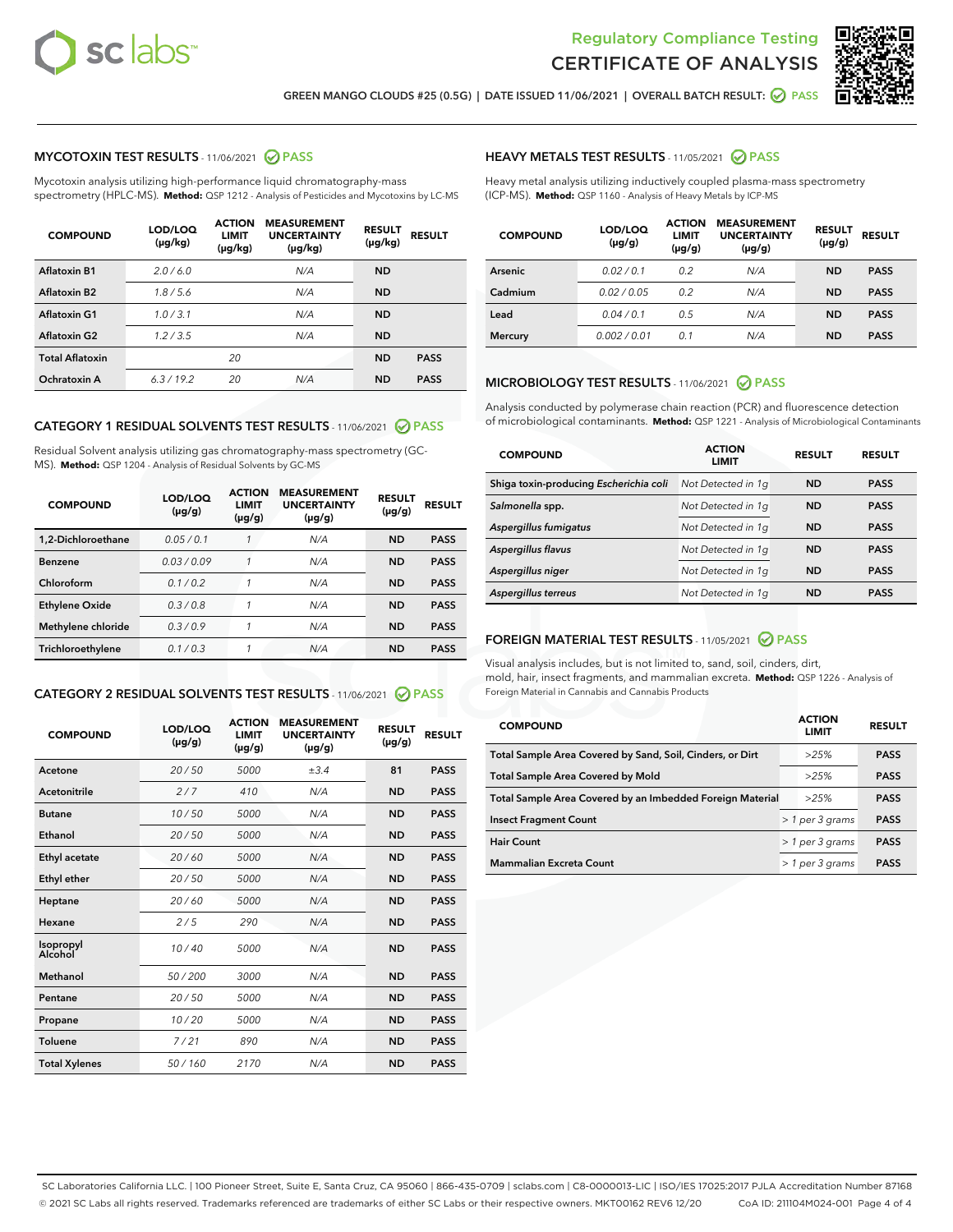Regulatory Compliance Testing
CERTIFICATE OF ANALYSIS

GREEN MANGO CLOUDS #25 (0.5G) | DATE ISSUED 11/06/2021 | OVERALL BATCH RESULT: PASS

## MYCOTOXIN TEST RESULTS - 11/06/2021 PASS

Mycotoxin analysis utilizing high-performance liquid chromatography-mass spectrometry (HPLC-MS). **Method:** QSP 1212 - Analysis of Pesticides and Mycotoxins by LC-MS

| COMPOUND | LOD/LOQ (µg/kg) | ACTION LIMIT (µg/kg) | MEASUREMENT UNCERTAINTY (µg/kg) | RESULT (µg/kg) | RESULT |
|---|---|---|---|---|---|
| Aflatoxin B1 | 2.0 / 6.0 | | N/A | ND | |
| Aflatoxin B2 | 1.8 / 5.6 | | N/A | ND | |
| Aflatoxin G1 | 1.0 / 3.1 | | N/A | ND | |
| Aflatoxin G2 | 1.2 / 3.5 | | N/A | ND | |
| Total Aflatoxin | | 20 | | ND | PASS |
| Ochratoxin A | 6.3 / 19.2 | 20 | N/A | ND | PASS |

## CATEGORY 1 RESIDUAL SOLVENTS TEST RESULTS - 11/06/2021 PASS

Residual Solvent analysis utilizing gas chromatography-mass spectrometry (GC-MS). **Method:** QSP 1204 - Analysis of Residual Solvents by GC-MS

| COMPOUND | LOD/LOQ (µg/g) | ACTION LIMIT (µg/g) | MEASUREMENT UNCERTAINTY (µg/g) | RESULT (µg/g) | RESULT |
|---|---|---|---|---|---|
| 1,2-Dichloroethane | 0.05 / 0.1 | 1 | N/A | ND | PASS |
| Benzene | 0.03 / 0.09 | 1 | N/A | ND | PASS |
| Chloroform | 0.1 / 0.2 | 1 | N/A | ND | PASS |
| Ethylene Oxide | 0.3 / 0.8 | 1 | N/A | ND | PASS |
| Methylene chloride | 0.3 / 0.9 | 1 | N/A | ND | PASS |
| Trichloroethylene | 0.1 / 0.3 | 1 | N/A | ND | PASS |

## CATEGORY 2 RESIDUAL SOLVENTS TEST RESULTS - 11/06/2021 PASS

| COMPOUND | LOD/LOQ (µg/g) | ACTION LIMIT (µg/g) | MEASUREMENT UNCERTAINTY (µg/g) | RESULT (µg/g) | RESULT |
|---|---|---|---|---|---|
| Acetone | 20 / 50 | 5000 | ±3.4 | 81 | PASS |
| Acetonitrile | 2 / 7 | 410 | N/A | ND | PASS |
| Butane | 10 / 50 | 5000 | N/A | ND | PASS |
| Ethanol | 20 / 50 | 5000 | N/A | ND | PASS |
| Ethyl acetate | 20 / 60 | 5000 | N/A | ND | PASS |
| Ethyl ether | 20 / 50 | 5000 | N/A | ND | PASS |
| Heptane | 20 / 60 | 5000 | N/A | ND | PASS |
| Hexane | 2 / 5 | 290 | N/A | ND | PASS |
| Isopropyl Alcohol | 10 / 40 | 5000 | N/A | ND | PASS |
| Methanol | 50 / 200 | 3000 | N/A | ND | PASS |
| Pentane | 20 / 50 | 5000 | N/A | ND | PASS |
| Propane | 10 / 20 | 5000 | N/A | ND | PASS |
| Toluene | 7 / 21 | 890 | N/A | ND | PASS |
| Total Xylenes | 50 / 160 | 2170 | N/A | ND | PASS |

## HEAVY METALS TEST RESULTS - 11/05/2021 PASS

Heavy metal analysis utilizing inductively coupled plasma-mass spectrometry (ICP-MS). **Method:** QSP 1160 - Analysis of Heavy Metals by ICP-MS

| COMPOUND | LOD/LOQ (µg/g) | ACTION LIMIT (µg/g) | MEASUREMENT UNCERTAINTY (µg/g) | RESULT (µg/g) | RESULT |
|---|---|---|---|---|---|
| Arsenic | 0.02 / 0.1 | 0.2 | N/A | ND | PASS |
| Cadmium | 0.02 / 0.05 | 0.2 | N/A | ND | PASS |
| Lead | 0.04 / 0.1 | 0.5 | N/A | ND | PASS |
| Mercury | 0.002 / 0.01 | 0.1 | N/A | ND | PASS |

## MICROBIOLOGY TEST RESULTS - 11/06/2021 PASS

Analysis conducted by polymerase chain reaction (PCR) and fluorescence detection of microbiological contaminants. **Method:** QSP 1221 - Analysis of Microbiological Contaminants

| COMPOUND | ACTION LIMIT | RESULT | RESULT |
|---|---|---|---|
| Shiga toxin-producing *Escherichia coli* | Not Detected in 1g | ND | PASS |
| *Salmonella* spp. | Not Detected in 1g | ND | PASS |
| *Aspergillus fumigatus* | Not Detected in 1g | ND | PASS |
| *Aspergillus flavus* | Not Detected in 1g | ND | PASS |
| *Aspergillus niger* | Not Detected in 1g | ND | PASS |
| *Aspergillus terreus* | Not Detected in 1g | ND | PASS |

## FOREIGN MATERIAL TEST RESULTS - 11/05/2021 PASS

Visual analysis includes, but is not limited to, sand, soil, cinders, dirt, mold, hair, insect fragments, and mammalian excreta. **Method:** QSP 1226 - Analysis of Foreign Material in Cannabis and Cannabis Products

| COMPOUND | ACTION LIMIT | RESULT |
|---|---|---|
| Total Sample Area Covered by Sand, Soil, Cinders, or Dirt | >25% | PASS |
| Total Sample Area Covered by Mold | >25% | PASS |
| Total Sample Area Covered by an Imbedded Foreign Material | >25% | PASS |
| Insect Fragment Count | > 1 per 3 grams | PASS |
| Hair Count | > 1 per 3 grams | PASS |
| Mammalian Excreta Count | > 1 per 3 grams | PASS |

SC Laboratories California LLC. | 100 Pioneer Street, Suite E, Santa Cruz, CA 95060 | 866-435-0709 | sclabs.com | C8-0000013-LIC | ISO/IES 17025:2017 PJLA Accreditation Number 87168
© 2021 SC Labs all rights reserved. Trademarks referenced are trademarks of either SC Labs or their respective owners. MKT00162 REV6 12/20 CoA ID: 211104M024-001